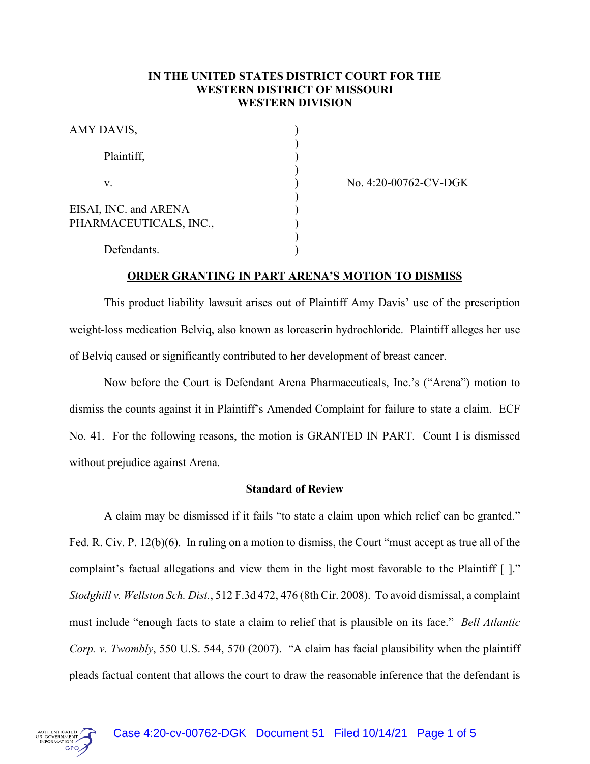**IN THE UNITED STATES DISTRICT COURT FOR THE
WESTERN DISTRICT OF MISSOURI
WESTERN DIVISION**

| | | |
|---|---|---|
| AMY DAVIS, | ) | |
| | ) | |
| Plaintiff, | ) | |
| | ) | |
| v. | ) | No. 4:20-00762-CV-DGK |
| | ) | |
| EISAI, INC. and ARENA PHARMACEUTICALS, INC., | ) | |
| | ) | |
| Defendants. | ) | |

**ORDER GRANTING IN PART ARENA'S MOTION TO DISMISS**

This product liability lawsuit arises out of Plaintiff Amy Davis' use of the prescription weight-loss medication Belviq, also known as lorcaserin hydrochloride. Plaintiff alleges her use of Belviq caused or significantly contributed to her development of breast cancer.

Now before the Court is Defendant Arena Pharmaceuticals, Inc.'s ("Arena") motion to dismiss the counts against it in Plaintiff's Amended Complaint for failure to state a claim. ECF No. 41. For the following reasons, the motion is GRANTED IN PART. Count I is dismissed without prejudice against Arena.

**Standard of Review**

A claim may be dismissed if it fails "to state a claim upon which relief can be granted." Fed. R. Civ. P. 12(b)(6). In ruling on a motion to dismiss, the Court "must accept as true all of the complaint's factual allegations and view them in the light most favorable to the Plaintiff [ ]." *Stodghill v. Wellston Sch. Dist.*, 512 F.3d 472, 476 (8th Cir. 2008). To avoid dismissal, a complaint must include "enough facts to state a claim to relief that is plausible on its face." *Bell Atlantic Corp. v. Twombly*, 550 U.S. 544, 570 (2007). "A claim has facial plausibility when the plaintiff pleads factual content that allows the court to draw the reasonable inference that the defendant is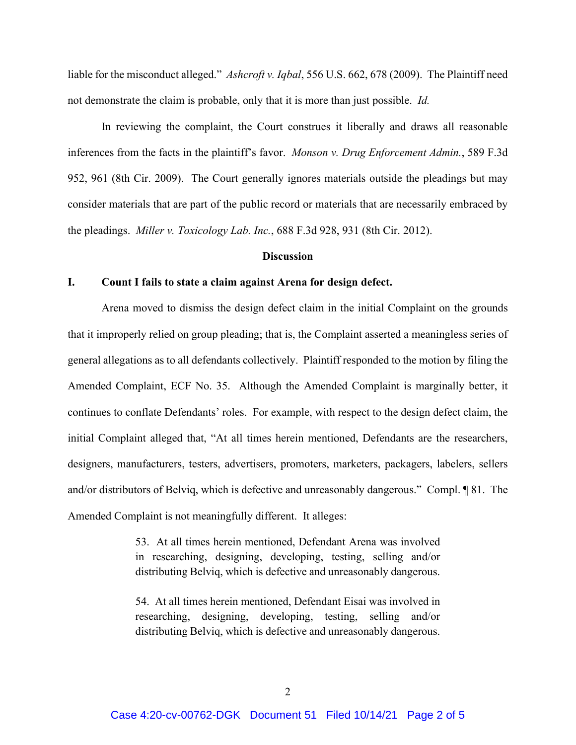liable for the misconduct alleged." *Ashcroft v. Iqbal*, 556 U.S. 662, 678 (2009). The Plaintiff need not demonstrate the claim is probable, only that it is more than just possible. *Id.*

In reviewing the complaint, the Court construes it liberally and draws all reasonable inferences from the facts in the plaintiff's favor. *Monson v. Drug Enforcement Admin.*, 589 F.3d 952, 961 (8th Cir. 2009). The Court generally ignores materials outside the pleadings but may consider materials that are part of the public record or materials that are necessarily embraced by the pleadings. *Miller v. Toxicology Lab. Inc.*, 688 F.3d 928, 931 (8th Cir. 2012).

**Discussion**

**I. Count I fails to state a claim against Arena for design defect.**

Arena moved to dismiss the design defect claim in the initial Complaint on the grounds that it improperly relied on group pleading; that is, the Complaint asserted a meaningless series of general allegations as to all defendants collectively. Plaintiff responded to the motion by filing the Amended Complaint, ECF No. 35. Although the Amended Complaint is marginally better, it continues to conflate Defendants' roles. For example, with respect to the design defect claim, the initial Complaint alleged that, "At all times herein mentioned, Defendants are the researchers, designers, manufacturers, testers, advertisers, promoters, marketers, packagers, labelers, sellers and/or distributors of Belviq, which is defective and unreasonably dangerous." Compl. ¶ 81. The Amended Complaint is not meaningfully different. It alleges:

> 53. At all times herein mentioned, Defendant Arena was involved in researching, designing, developing, testing, selling and/or distributing Belviq, which is defective and unreasonably dangerous.
>
> 54. At all times herein mentioned, Defendant Eisai was involved in researching, designing, developing, testing, selling and/or distributing Belviq, which is defective and unreasonably dangerous.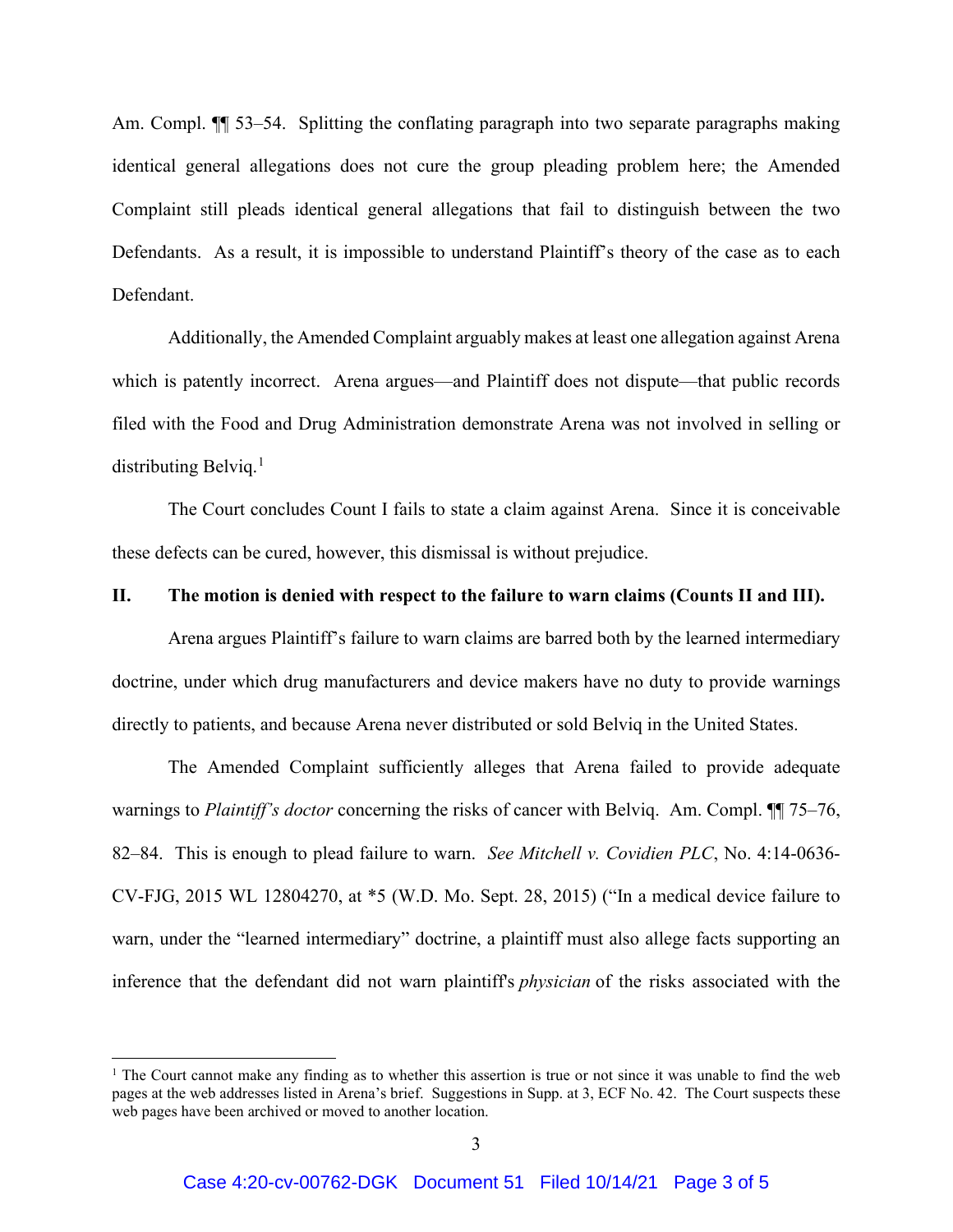Am. Compl. ¶¶ 53–54. Splitting the conflating paragraph into two separate paragraphs making identical general allegations does not cure the group pleading problem here; the Amended Complaint still pleads identical general allegations that fail to distinguish between the two Defendants. As a result, it is impossible to understand Plaintiff's theory of the case as to each Defendant.

Additionally, the Amended Complaint arguably makes at least one allegation against Arena which is patently incorrect. Arena argues—and Plaintiff does not dispute—that public records filed with the Food and Drug Administration demonstrate Arena was not involved in selling or distributing Belviq.[1]

The Court concludes Count I fails to state a claim against Arena. Since it is conceivable these defects can be cured, however, this dismissal is without prejudice.

## II. The motion is denied with respect to the failure to warn claims (Counts II and III).

Arena argues Plaintiff's failure to warn claims are barred both by the learned intermediary doctrine, under which drug manufacturers and device makers have no duty to provide warnings directly to patients, and because Arena never distributed or sold Belviq in the United States.

The Amended Complaint sufficiently alleges that Arena failed to provide adequate warnings to *Plaintiff's doctor* concerning the risks of cancer with Belviq. Am. Compl. ¶¶ 75–76, 82–84. This is enough to plead failure to warn. *See Mitchell v. Covidien PLC*, No. 4:14-0636-CV-FJG, 2015 WL 12804270, at *5 (W.D. Mo. Sept. 28, 2015) ("In a medical device failure to warn, under the "learned intermediary" doctrine, a plaintiff must also allege facts supporting an inference that the defendant did not warn plaintiff's *physician* of the risks associated with the

---

[1] The Court cannot make any finding as to whether this assertion is true or not since it was unable to find the web pages at the web addresses listed in Arena's brief. Suggestions in Supp. at 3, ECF No. 42. The Court suspects these web pages have been archived or moved to another location.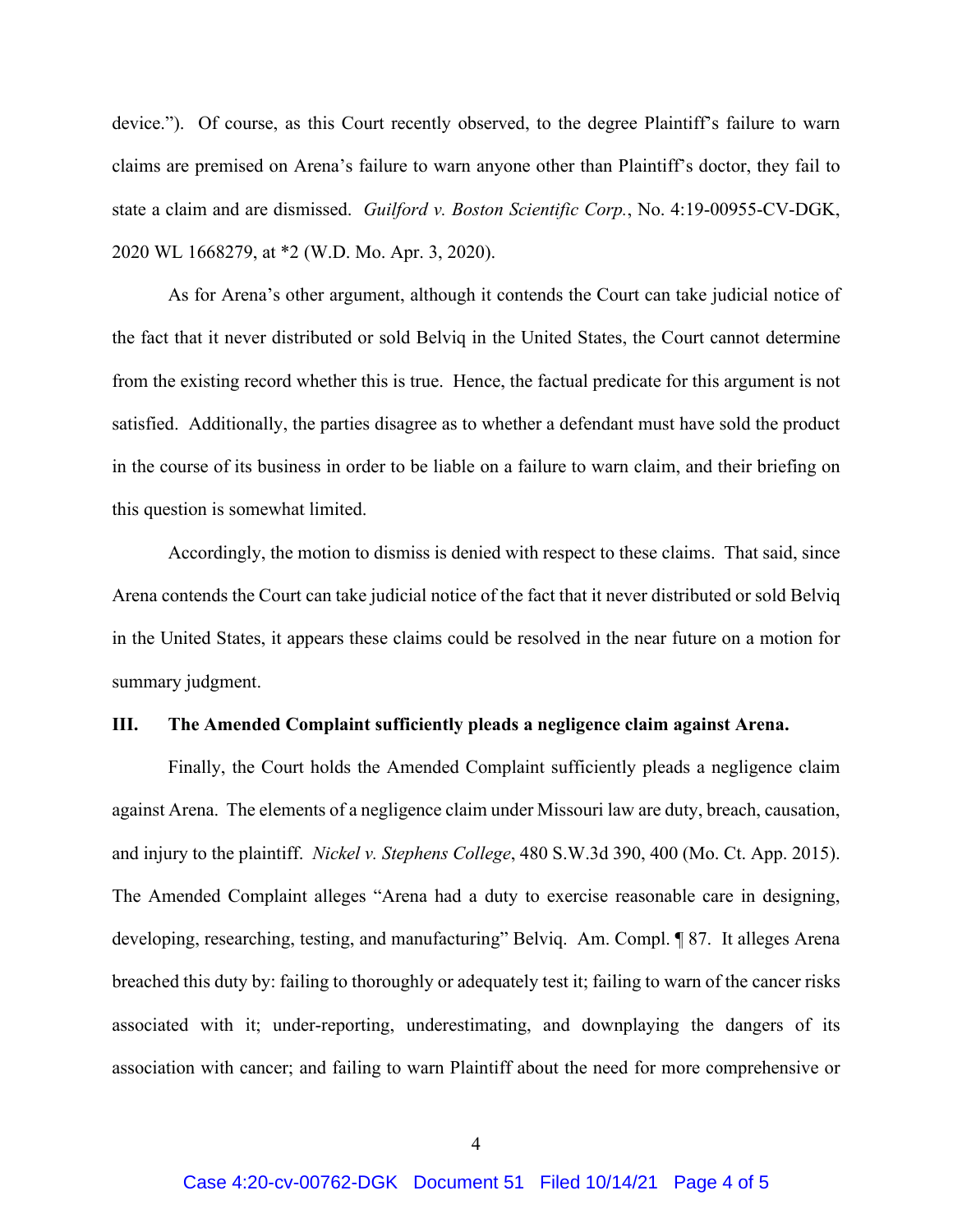device."). Of course, as this Court recently observed, to the degree Plaintiff's failure to warn claims are premised on Arena's failure to warn anyone other than Plaintiff's doctor, they fail to state a claim and are dismissed. *Guilford v. Boston Scientific Corp.*, No. 4:19-00955-CV-DGK, 2020 WL 1668279, at *2 (W.D. Mo. Apr. 3, 2020).

As for Arena's other argument, although it contends the Court can take judicial notice of the fact that it never distributed or sold Belviq in the United States, the Court cannot determine from the existing record whether this is true. Hence, the factual predicate for this argument is not satisfied. Additionally, the parties disagree as to whether a defendant must have sold the product in the course of its business in order to be liable on a failure to warn claim, and their briefing on this question is somewhat limited.

Accordingly, the motion to dismiss is denied with respect to these claims. That said, since Arena contends the Court can take judicial notice of the fact that it never distributed or sold Belviq in the United States, it appears these claims could be resolved in the near future on a motion for summary judgment.

**III. The Amended Complaint sufficiently pleads a negligence claim against Arena.**

Finally, the Court holds the Amended Complaint sufficiently pleads a negligence claim against Arena. The elements of a negligence claim under Missouri law are duty, breach, causation, and injury to the plaintiff. *Nickel v. Stephens College*, 480 S.W.3d 390, 400 (Mo. Ct. App. 2015). The Amended Complaint alleges "Arena had a duty to exercise reasonable care in designing, developing, researching, testing, and manufacturing" Belviq. Am. Compl. ¶ 87. It alleges Arena breached this duty by: failing to thoroughly or adequately test it; failing to warn of the cancer risks associated with it; under-reporting, underestimating, and downplaying the dangers of its association with cancer; and failing to warn Plaintiff about the need for more comprehensive or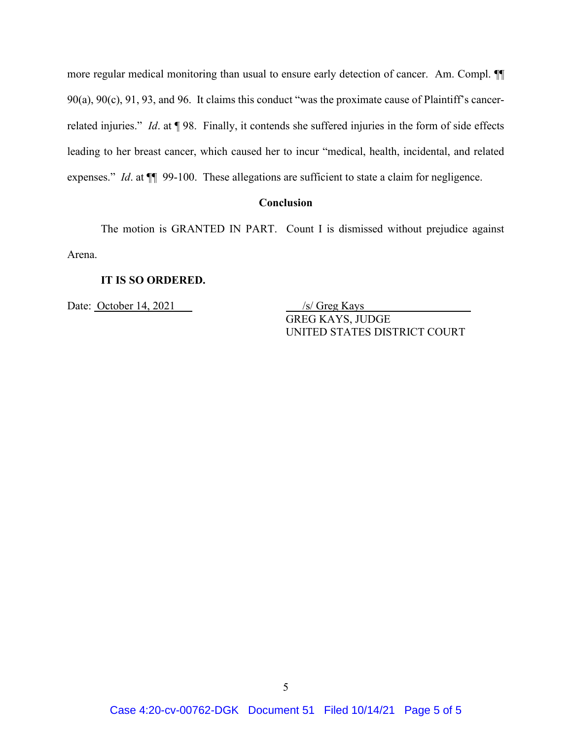more regular medical monitoring than usual to ensure early detection of cancer. Am. Compl. ¶¶ 90(a), 90(c), 91, 93, and 96. It claims this conduct "was the proximate cause of Plaintiff's cancer-related injuries." *Id*. at ¶ 98. Finally, it contends she suffered injuries in the form of side effects leading to her breast cancer, which caused her to incur "medical, health, incidental, and related expenses." *Id*. at ¶¶ 99-100. These allegations are sufficient to state a claim for negligence.

**Conclusion**

The motion is GRANTED IN PART. Count I is dismissed without prejudice against Arena.

**IT IS SO ORDERED.**

Date: October 14, 2021

/s/ Greg Kays
GREG KAYS, JUDGE
UNITED STATES DISTRICT COURT